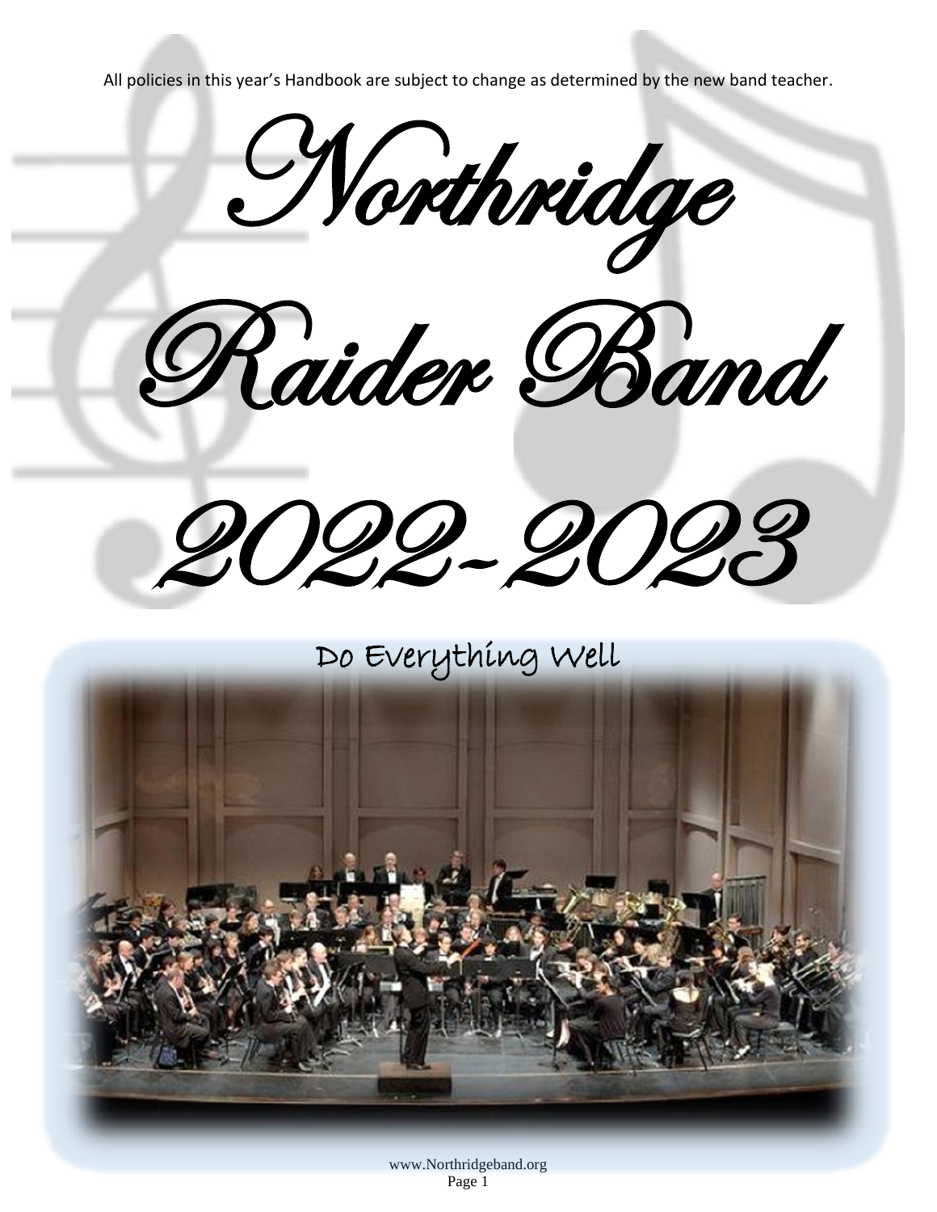All policies in this year's Handbook are subject to change as determined by the new band teacher.

# Northridge Raider Band 2022-2023

Do Everything Well

www.Northridgeband.org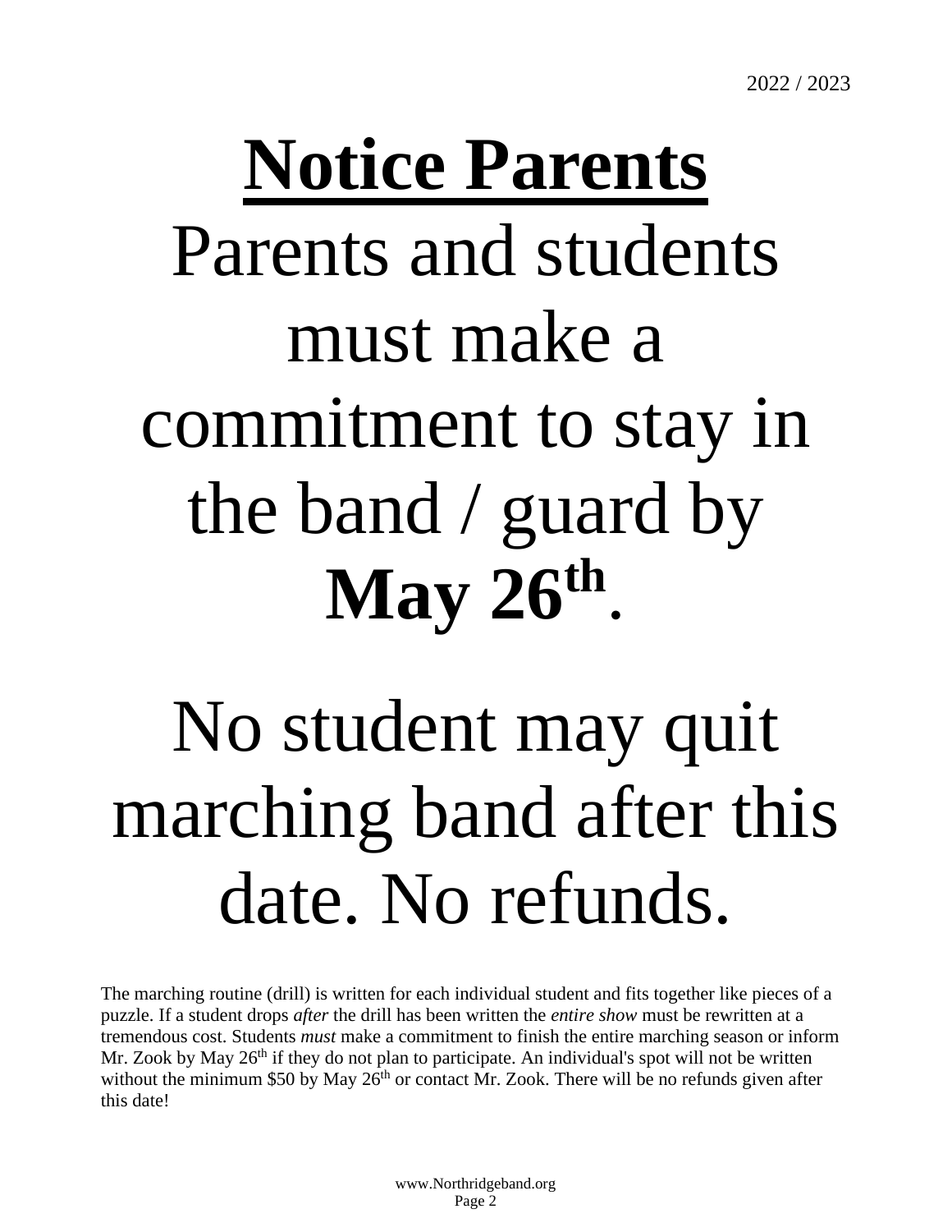2022 / 2023

# Notice Parents

Parents and students must make a commitment to stay in the band / guard by **May 26th**.

No student may quit marching band after this date. No refunds.

The marching routine (drill) is written for each individual student and fits together like pieces of a puzzle. If a student drops *after* the drill has been written the *entire show* must be rewritten at a tremendous cost. Students *must* make a commitment to finish the entire marching season or inform Mr. Zook by May 26th if they do not plan to participate. An individual's spot will not be written without the minimum $50 by May 26th or contact Mr. Zook. There will be no refunds given after this date!

www.Northridgeband.org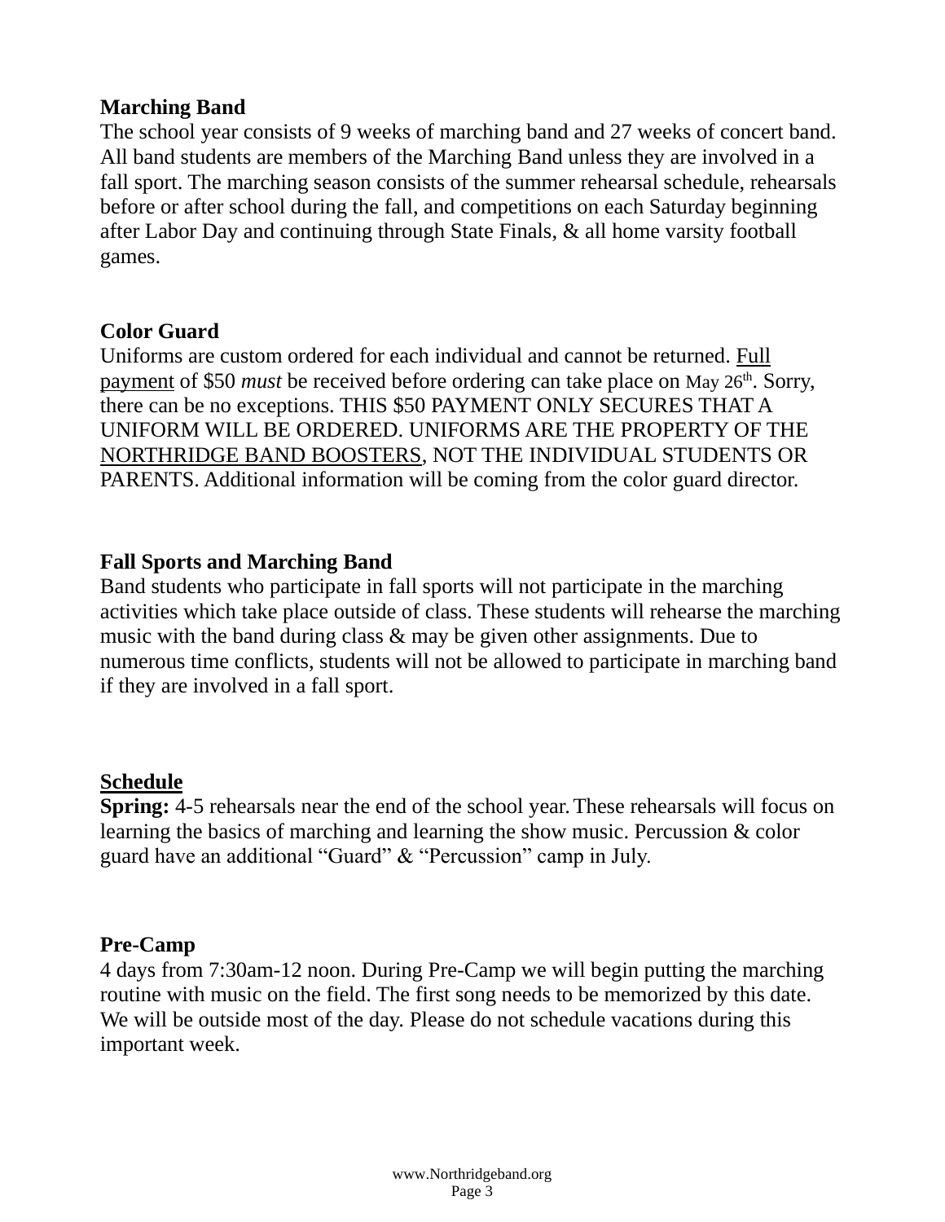**Marching Band**

The school year consists of 9 weeks of marching band and 27 weeks of concert band. All band students are members of the Marching Band unless they are involved in a fall sport. The marching season consists of the summer rehearsal schedule, rehearsals before or after school during the fall, and competitions on each Saturday beginning after Labor Day and continuing through State Finals, & all home varsity football games.

**Color Guard**

Uniforms are custom ordered for each individual and cannot be returned. <u>Full payment</u> of $50 *must* be received before ordering can take place on May 26th. Sorry, there can be no exceptions. THIS $50 PAYMENT ONLY SECURES THAT A UNIFORM WILL BE ORDERED. UNIFORMS ARE THE PROPERTY OF THE <u>NORTHRIDGE BAND BOOSTERS</u>, NOT THE INDIVIDUAL STUDENTS OR PARENTS. Additional information will be coming from the color guard director.

**Fall Sports and Marching Band**

Band students who participate in fall sports will not participate in the marching activities which take place outside of class. These students will rehearse the marching music with the band during class & may be given other assignments. Due to numerous time conflicts, students will not be allowed to participate in marching band if they are involved in a fall sport.

**<u>Schedule</u>**

**Spring:** 4-5 rehearsals near the end of the school year. These rehearsals will focus on learning the basics of marching and learning the show music. Percussion & color guard have an additional "Guard" & "Percussion" camp in July.

**Pre-Camp**

4 days from 7:30am-12 noon. During Pre-Camp we will begin putting the marching routine with music on the field. The first song needs to be memorized by this date. We will be outside most of the day. Please do not schedule vacations during this important week.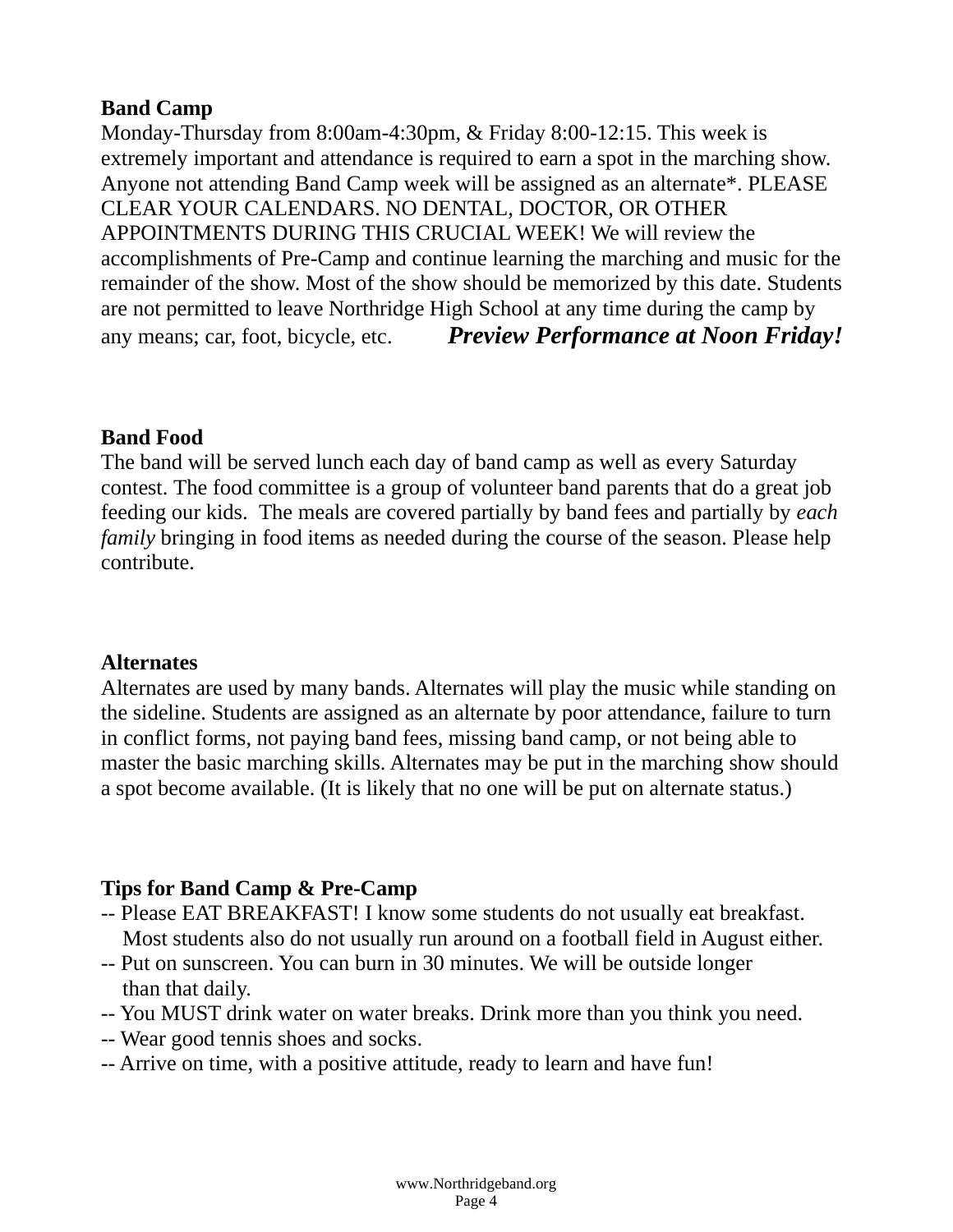**Band Camp**

Monday-Thursday from 8:00am-4:30pm, & Friday 8:00-12:15. This week is extremely important and attendance is required to earn a spot in the marching show. Anyone not attending Band Camp week will be assigned as an alternate*. PLEASE CLEAR YOUR CALENDARS. NO DENTAL, DOCTOR, OR OTHER APPOINTMENTS DURING THIS CRUCIAL WEEK! We will review the accomplishments of Pre-Camp and continue learning the marching and music for the remainder of the show. Most of the show should be memorized by this date. Students are not permitted to leave Northridge High School at any time during the camp by any means; car, foot, bicycle, etc. ***Preview Performance at Noon Friday!***

**Band Food**

The band will be served lunch each day of band camp as well as every Saturday contest. The food committee is a group of volunteer band parents that do a great job feeding our kids. The meals are covered partially by band fees and partially by *each family* bringing in food items as needed during the course of the season. Please help contribute.

**Alternates**

Alternates are used by many bands. Alternates will play the music while standing on the sideline. Students are assigned as an alternate by poor attendance, failure to turn in conflict forms, not paying band fees, missing band camp, or not being able to master the basic marching skills. Alternates may be put in the marching show should a spot become available. (It is likely that no one will be put on alternate status.)

**Tips for Band Camp & Pre-Camp**

- -- Please EAT BREAKFAST! I know some students do not usually eat breakfast. Most students also do not usually run around on a football field in August either.
- -- Put on sunscreen. You can burn in 30 minutes. We will be outside longer than that daily.
- -- You MUST drink water on water breaks. Drink more than you think you need.
- -- Wear good tennis shoes and socks.
- -- Arrive on time, with a positive attitude, ready to learn and have fun!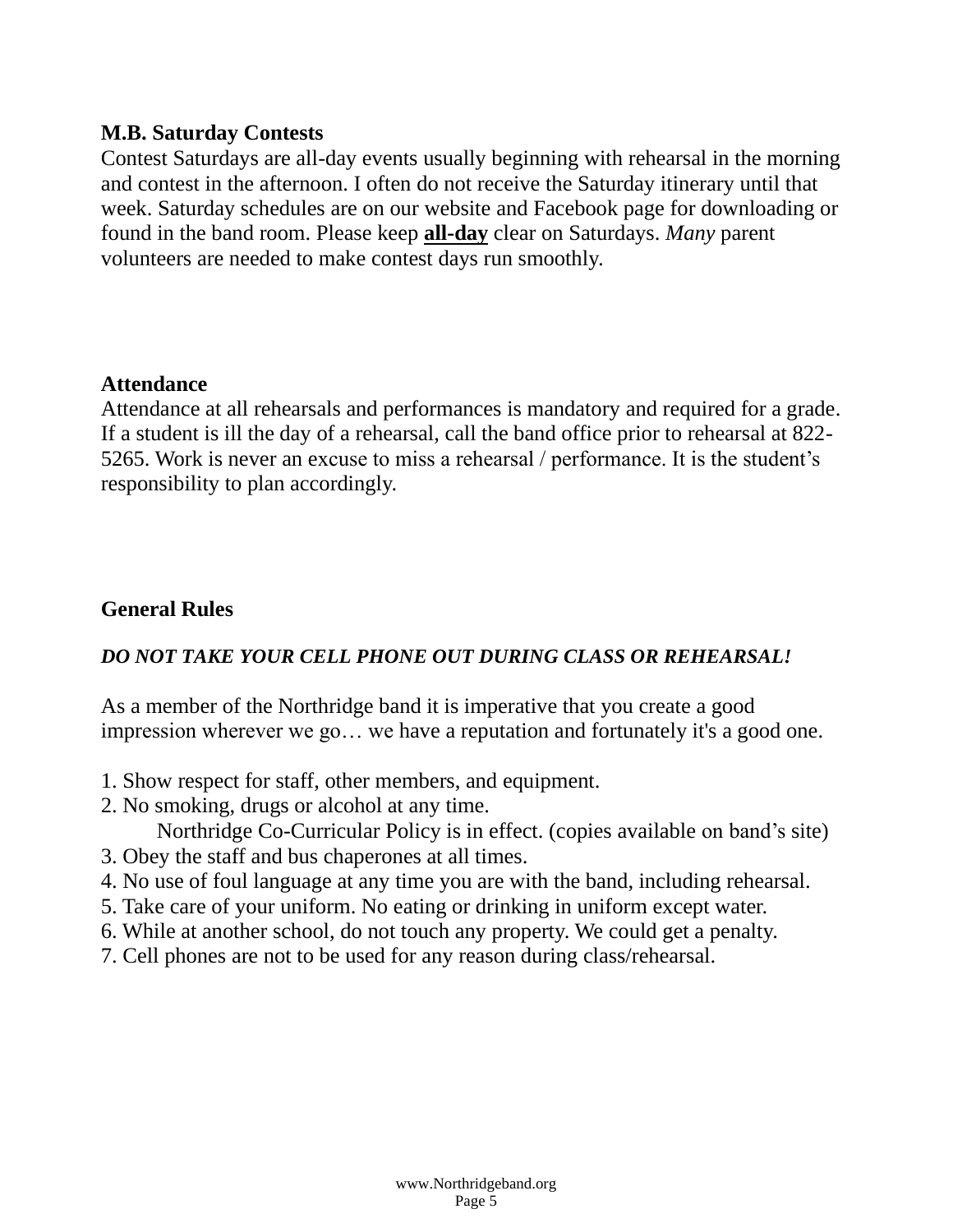**M.B. Saturday Contests**

Contest Saturdays are all-day events usually beginning with rehearsal in the morning and contest in the afternoon. I often do not receive the Saturday itinerary until that week. Saturday schedules are on our website and Facebook page for downloading or found in the band room. Please keep **<u>all-day</u>** clear on Saturdays. *Many* parent volunteers are needed to make contest days run smoothly.

**Attendance**

Attendance at all rehearsals and performances is mandatory and required for a grade. If a student is ill the day of a rehearsal, call the band office prior to rehearsal at 822-5265. Work is never an excuse to miss a rehearsal / performance. It is the student's responsibility to plan accordingly.

**General Rules**

***DO NOT TAKE YOUR CELL PHONE OUT DURING CLASS OR REHEARSAL!***

As a member of the Northridge band it is imperative that you create a good impression wherever we go… we have a reputation and fortunately it's a good one.

1. Show respect for staff, other members, and equipment.
2. No smoking, drugs or alcohol at any time.
   Northridge Co-Curricular Policy is in effect. (copies available on band's site)
3. Obey the staff and bus chaperones at all times.
4. No use of foul language at any time you are with the band, including rehearsal.
5. Take care of your uniform. No eating or drinking in uniform except water.
6. While at another school, do not touch any property. We could get a penalty.
7. Cell phones are not to be used for any reason during class/rehearsal.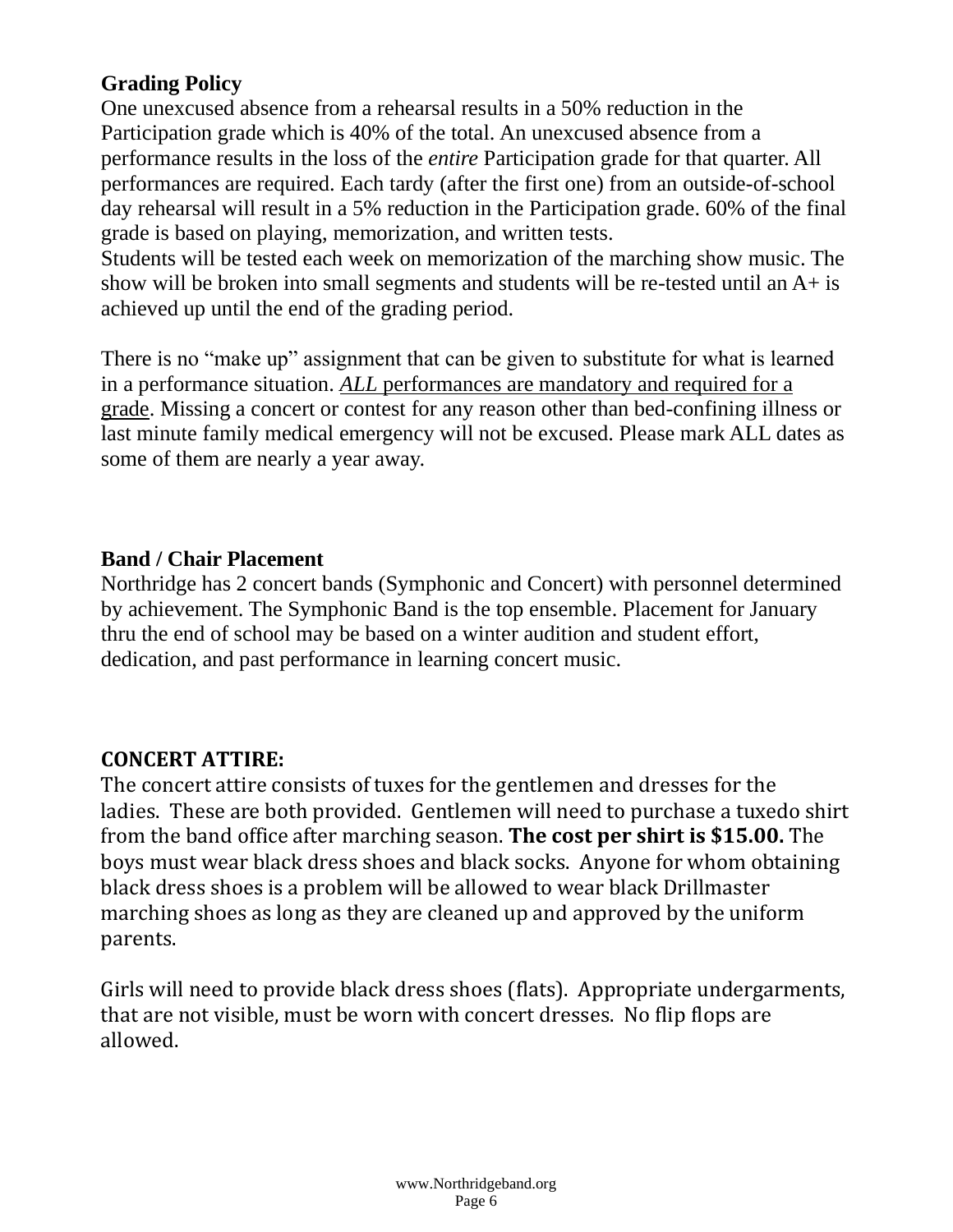## Grading Policy

One unexcused absence from a rehearsal results in a 50% reduction in the Participation grade which is 40% of the total. An unexcused absence from a performance results in the loss of the *entire* Participation grade for that quarter. All performances are required. Each tardy (after the first one) from an outside-of-school day rehearsal will result in a 5% reduction in the Participation grade. 60% of the final grade is based on playing, memorization, and written tests.

Students will be tested each week on memorization of the marching show music. The show will be broken into small segments and students will be re-tested until an A+ is achieved up until the end of the grading period.

There is no "make up" assignment that can be given to substitute for what is learned in a performance situation. *ALL* performances are mandatory and required for a grade. Missing a concert or contest for any reason other than bed-confining illness or last minute family medical emergency will not be excused. Please mark ALL dates as some of them are nearly a year away.

## Band / Chair Placement

Northridge has 2 concert bands (Symphonic and Concert) with personnel determined by achievement. The Symphonic Band is the top ensemble. Placement for January thru the end of school may be based on a winter audition and student effort, dedication, and past performance in learning concert music.

## CONCERT ATTIRE:

The concert attire consists of tuxes for the gentlemen and dresses for the ladies. These are both provided. Gentlemen will need to purchase a tuxedo shirt from the band office after marching season. **The cost per shirt is $15.00.** The boys must wear black dress shoes and black socks. Anyone for whom obtaining black dress shoes is a problem will be allowed to wear black Drillmaster marching shoes as long as they are cleaned up and approved by the uniform parents.

Girls will need to provide black dress shoes (flats). Appropriate undergarments, that are not visible, must be worn with concert dresses. No flip flops are allowed.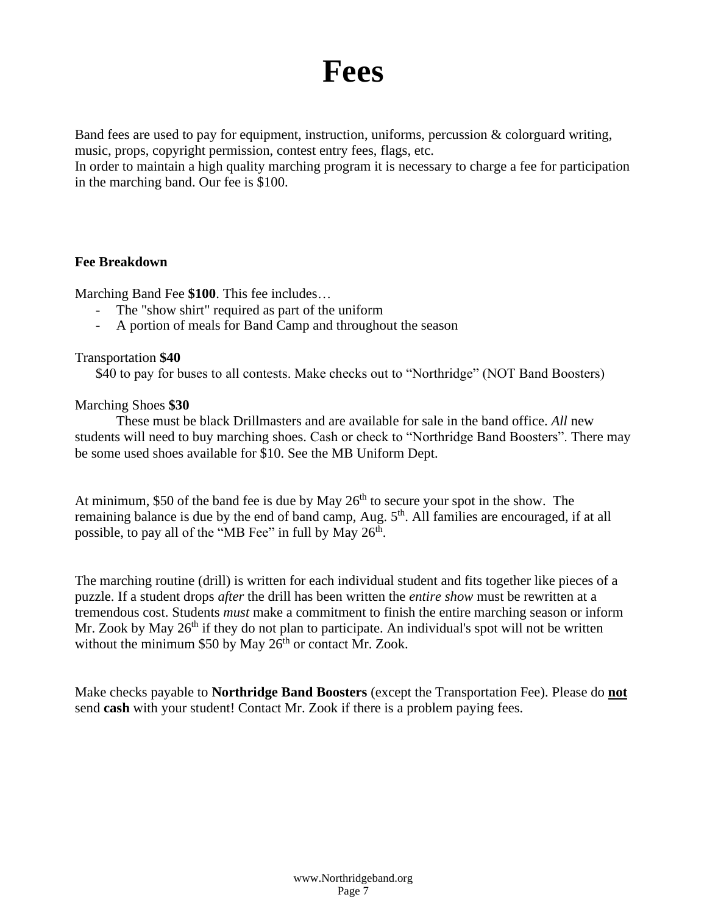# Fees

Band fees are used to pay for equipment, instruction, uniforms, percussion & colorguard writing, music, props, copyright permission, contest entry fees, flags, etc.
In order to maintain a high quality marching program it is necessary to charge a fee for participation in the marching band. Our fee is $100.

**Fee Breakdown**

Marching Band Fee **$100**. This fee includes…

- The "show shirt" required as part of the uniform
- A portion of meals for Band Camp and throughout the season

Transportation **$40**

$40 to pay for buses to all contests. Make checks out to "Northridge" (NOT Band Boosters)

Marching Shoes **$30**

These must be black Drillmasters and are available for sale in the band office. *All* new students will need to buy marching shoes. Cash or check to "Northridge Band Boosters". There may be some used shoes available for $10. See the MB Uniform Dept.

At minimum, $50 of the band fee is due by May 26th to secure your spot in the show. The remaining balance is due by the end of band camp, Aug. 5th. All families are encouraged, if at all possible, to pay all of the "MB Fee" in full by May 26th.

The marching routine (drill) is written for each individual student and fits together like pieces of a puzzle. If a student drops *after* the drill has been written the *entire show* must be rewritten at a tremendous cost. Students *must* make a commitment to finish the entire marching season or inform Mr. Zook by May 26th if they do not plan to participate. An individual's spot will not be written without the minimum $50 by May 26th or contact Mr. Zook.

Make checks payable to **Northridge Band Boosters** (except the Transportation Fee). Please do **not** send **cash** with your student! Contact Mr. Zook if there is a problem paying fees.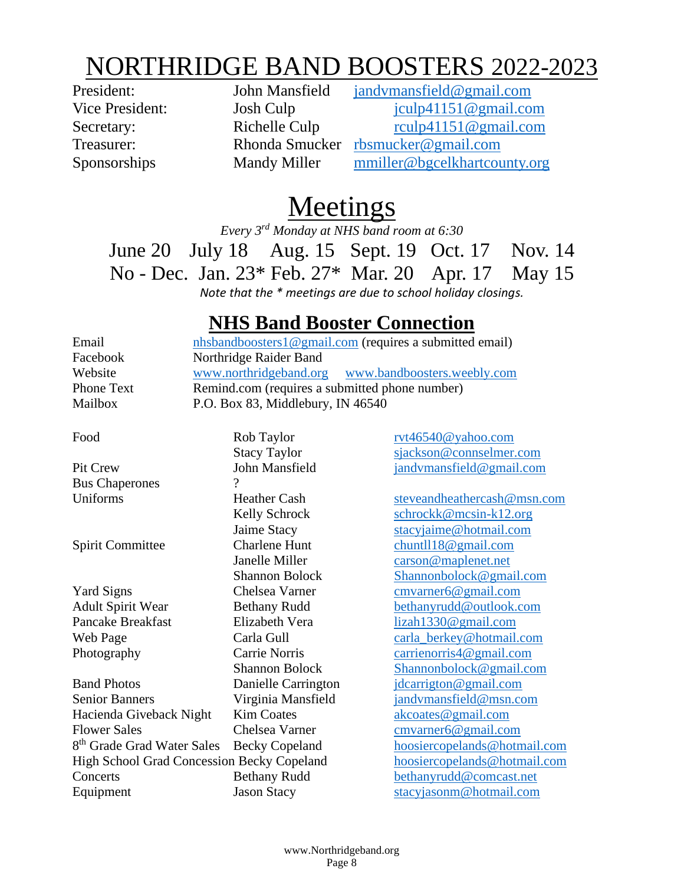# NORTHRIDGE BAND BOOSTERS 2022-2023

| | | |
|---|---|---|
| President: | John Mansfield | jandvmansfield@gmail.com |
| Vice President: | Josh Culp | jculp41151@gmail.com |
| Secretary: | Richelle Culp | rculp41151@gmail.com |
| Treasurer: | Rhonda Smucker | rbsmucker@gmail.com |
| Sponsorships | Mandy Miller | mmiller@bgcelkhartcounty.org |

# Meetings

*Every 3rd Monday at NHS band room at 6:30*

June 20 July 18 Aug. 15 Sept. 19 Oct. 17 Nov. 14

No - Dec. Jan. 23* Feb. 27* Mar. 20 Apr. 17 May 15

*Note that the * meetings are due to school holiday closings.*

## NHS Band Booster Connection

| | |
|---|---|
| Email | nhsbandboosters1@gmail.com (requires a submitted email) |
| Facebook | Northridge Raider Band |
| Website | www.northridgeband.org www.bandboosters.weebly.com |
| Phone Text | Remind.com (requires a submitted phone number) |
| Mailbox | P.O. Box 83, Middlebury, IN 46540 |

| | | |
|---|---|---|
| Food | Rob Taylor | rvt46540@yahoo.com |
| | Stacy Taylor | sjackson@connselmer.com |
| Pit Crew | John Mansfield | jandvmansfield@gmail.com |
| Bus Chaperones | ? | |
| Uniforms | Heather Cash | steveandheathercash@msn.com |
| | Kelly Schrock | schrockk@mcsin-k12.org |
| | Jaime Stacy | stacyjaime@hotmail.com |
| Spirit Committee | Charlene Hunt | chuntll18@gmail.com |
| | Janelle Miller | carson@maplenet.net |
| | Shannon Bolock | Shannonbolock@gmail.com |
| Yard Signs | Chelsea Varner | cmvarner6@gmail.com |
| Adult Spirit Wear | Bethany Rudd | bethanyrudd@outlook.com |
| Pancake Breakfast | Elizabeth Vera | lizah1330@gmail.com |
| Web Page | Carla Gull | carla_berkey@hotmail.com |
| Photography | Carrie Norris | carrienorris4@gmail.com |
| | Shannon Bolock | Shannonbolock@gmail.com |
| Band Photos | Danielle Carrington | jdcarrigton@gmail.com |
| Senior Banners | Virginia Mansfield | jandvmansfield@msn.com |
| Hacienda Giveback Night | Kim Coates | akcoates@gmail.com |
| Flower Sales | Chelsea Varner | cmvarner6@gmail.com |
| 8th Grade Grad Water Sales | Becky Copeland | hoosiercopelands@hotmail.com |
| High School Grad Concession | Becky Copeland | hoosiercopelands@hotmail.com |
| Concerts | Bethany Rudd | bethanyrudd@comcast.net |
| Equipment | Jason Stacy | stacyjasonm@hotmail.com |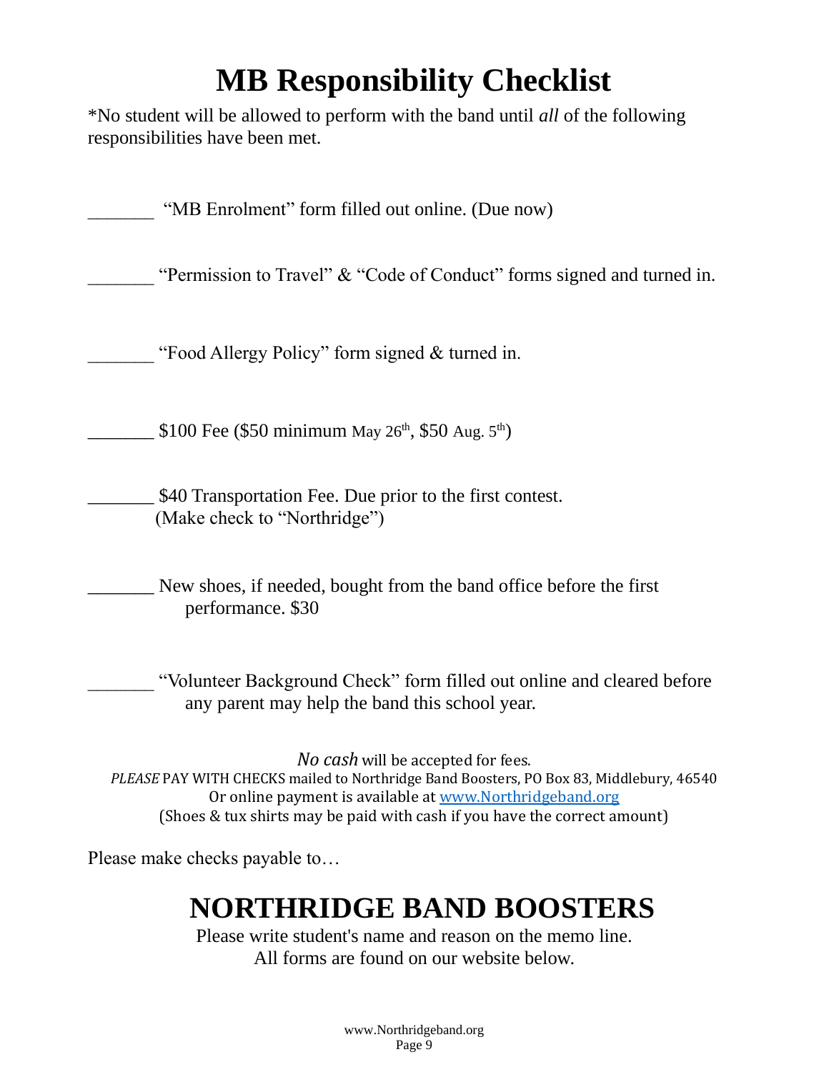# MB Responsibility Checklist

*No student will be allowed to perform with the band until *all* of the following responsibilities have been met.

_______ "MB Enrolment" form filled out online. (Due now)

_______ "Permission to Travel" & "Code of Conduct" forms signed and turned in.

_______ "Food Allergy Policy" form signed & turned in.

_______ $100 Fee ($50 minimum May 26th, $50 Aug. 5th)

_______ $40 Transportation Fee. Due prior to the first contest. (Make check to "Northridge")

_______ New shoes, if needed, bought from the band office before the first performance. $30

_______ "Volunteer Background Check" form filled out online and cleared before any parent may help the band this school year.

*No cash* will be accepted for fees.
*PLEASE* PAY WITH CHECKS mailed to Northridge Band Boosters, PO Box 83, Middlebury, 46540
Or online payment is available at www.Northridgeband.org
(Shoes & tux shirts may be paid with cash if you have the correct amount)

Please make checks payable to…

## NORTHRIDGE BAND BOOSTERS

Please write student's name and reason on the memo line.
All forms are found on our website below.

www.Northridgeband.org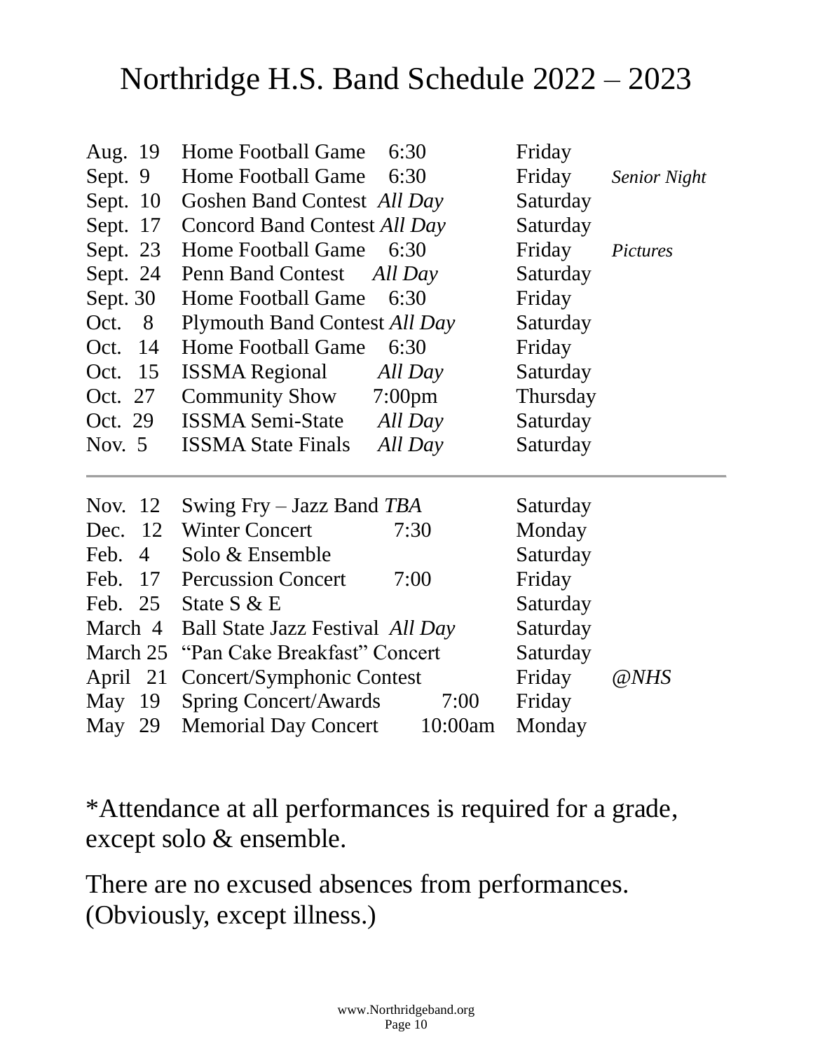# Northridge H.S. Band Schedule 2022 – 2023

| | | | | |
|---|---|---|---|---|
| Aug. 19 | Home Football Game | 6:30 | Friday | |
| Sept. 9 | Home Football Game | 6:30 | Friday | *Senior Night* |
| Sept. 10 | Goshen Band Contest | *All Day* | Saturday | |
| Sept. 17 | Concord Band Contest | *All Day* | Saturday | |
| Sept. 23 | Home Football Game | 6:30 | Friday | *Pictures* |
| Sept. 24 | Penn Band Contest | *All Day* | Saturday | |
| Sept. 30 | Home Football Game | 6:30 | Friday | |
| Oct. 8 | Plymouth Band Contest | *All Day* | Saturday | |
| Oct. 14 | Home Football Game | 6:30 | Friday | |
| Oct. 15 | ISSMA Regional | *All Day* | Saturday | |
| Oct. 27 | Community Show | 7:00pm | Thursday | |
| Oct. 29 | ISSMA Semi-State | *All Day* | Saturday | |
| Nov. 5 | ISSMA State Finals | *All Day* | Saturday | |

---

| | | | | |
|---|---|---|---|---|
| Nov. 12 | Swing Fry – Jazz Band | *TBA* | Saturday | |
| Dec. 12 | Winter Concert | 7:30 | Monday | |
| Feb. 4 | Solo & Ensemble | | Saturday | |
| Feb. 17 | Percussion Concert | 7:00 | Friday | |
| Feb. 25 | State S & E | | Saturday | |
| March 4 | Ball State Jazz Festival | *All Day* | Saturday | |
| March 25 | "Pan Cake Breakfast" Concert | | Saturday | |
| April 21 | Concert/Symphonic Contest | | Friday | *@NHS* |
| May 19 | Spring Concert/Awards | 7:00 | Friday | |
| May 29 | Memorial Day Concert | 10:00am | Monday | |

*Attendance at all performances is required for a grade, except solo & ensemble.

There are no excused absences from performances. (Obviously, except illness.)

www.Northridgeband.org